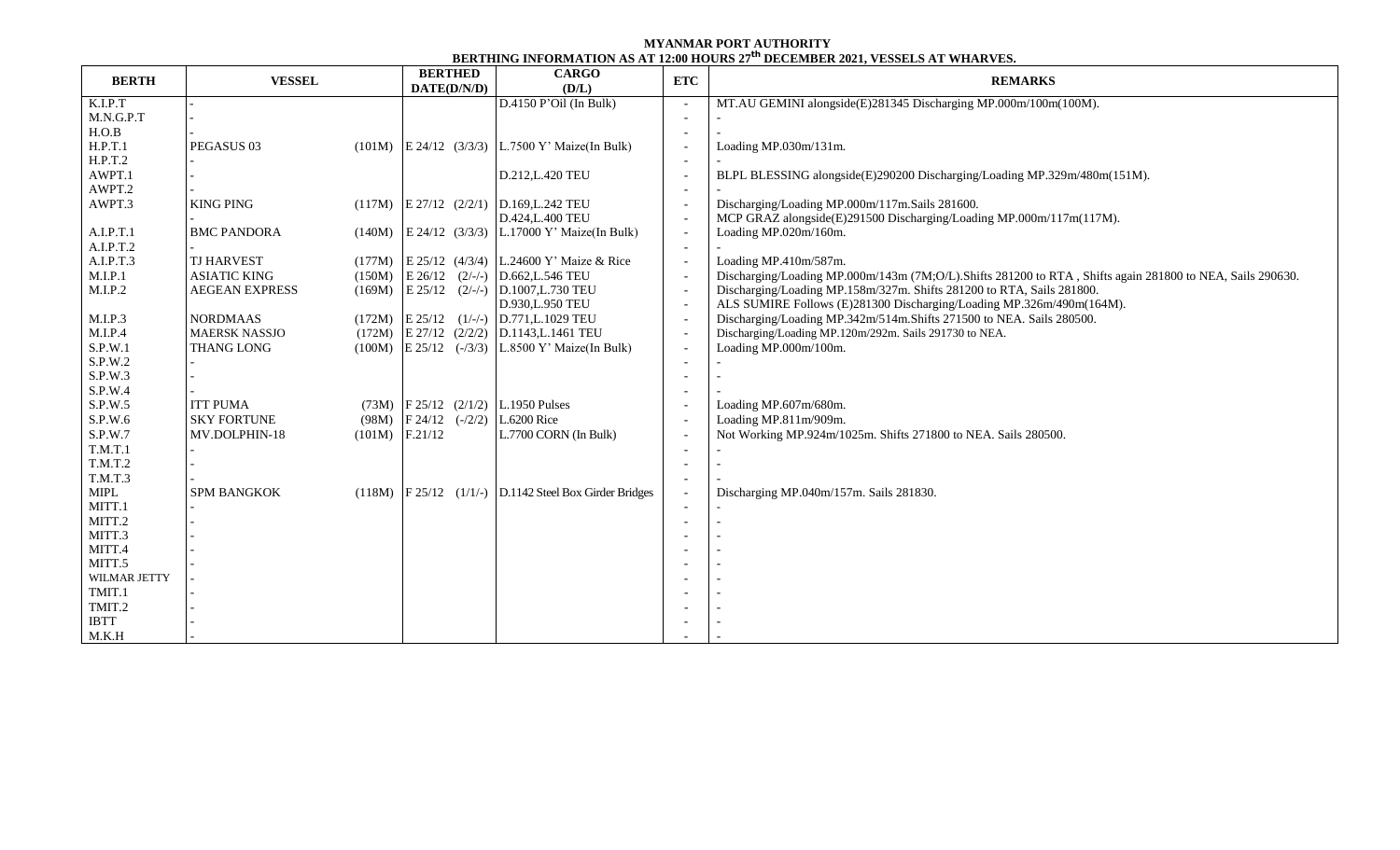# MYANMAR PORT AUTHORITY

## BERTHING INFORMATION AS AT 12:00 HOURS 27th DECEMBER 2021, VESSELS AT WHARVES.

| BERTH | VESSEL | | BERTHED DATE(D/N/D) | CARGO (D/L) | ETC | REMARKS |
|---|---|---|---|---|---|---|
| K.I.P.T | - | | | D.4150 P'Oil (In Bulk) | - | MT.AU GEMINI alongside(E)281345 Discharging MP.000m/100m(100M). |
| M.N.G.P.T | - | | | | - | - |
| H.O.B | - | | | | - | - |
| H.P.T.1 | PEGASUS 03 | (101M) | E 24/12 (3/3/3) | L.7500 Y' Maize(In Bulk) | - | Loading MP.030m/131m. |
| H.P.T.2 | - | | | | - | - |
| AWPT.1 | - | | | D.212,L.420 TEU | - | BLPL BLESSING alongside(E)290200 Discharging/Loading MP.329m/480m(151M). |
| AWPT.2 | - | | | | - | - |
| AWPT.3 | KING PING | (117M) | E 27/12 (2/2/1) | D.169,L.242 TEU | - | Discharging/Loading MP.000m/117m.Sails 281600. |
| | - | | | D.424,L.400 TEU | - | MCP GRAZ alongside(E)291500 Discharging/Loading MP.000m/117m(117M). |
| A.I.P.T.1 | BMC PANDORA | (140M) | E 24/12 (3/3/3) | L.17000 Y' Maize(In Bulk) | - | Loading MP.020m/160m. |
| A.I.P.T.2 | - | | | | - | - |
| A.I.P.T.3 | TJ HARVEST | (177M) | E 25/12 (4/3/4) | L.24600 Y' Maize & Rice | - | Loading MP.410m/587m. |
| M.I.P.1 | ASIATIC KING | (150M) | E 26/12 (2/-/-) | D.662,L.546 TEU | - | Discharging/Loading MP.000m/143m (7M;O/L).Shifts 281200 to RTA , Shifts again 281800 to NEA, Sails 290630. |
| M.I.P.2 | AEGEAN EXPRESS | (169M) | E 25/12 (2/-/-) | D.1007,L.730 TEU | - | Discharging/Loading MP.158m/327m. Shifts 281200 to RTA, Sails 281800. |
| | | | | D.930,L.950 TEU | - | ALS SUMIRE Follows (E)281300 Discharging/Loading MP.326m/490m(164M). |
| M.I.P.3 | NORDMAAS | (172M) | E 25/12 (1/-/-) | D.771,L.1029 TEU | - | Discharging/Loading MP.342m/514m.Shifts 271500 to NEA. Sails 280500. |
| M.I.P.4 | MAERSK NASSJO | (172M) | E 27/12 (2/2/2) | D.1143,L.1461 TEU | - | Discharging/Loading MP.120m/292m. Sails 291730 to NEA. |
| S.P.W.1 | THANG LONG | (100M) | E 25/12 (-/3/3) | L.8500 Y' Maize(In Bulk) | - | Loading MP.000m/100m. |
| S.P.W.2 | - | | | | - | - |
| S.P.W.3 | - | | | | - | - |
| S.P.W.4 | - | | | | - | - |
| S.P.W.5 | ITT PUMA | (73M) | F 25/12 (2/1/2) | L.1950 Pulses | - | Loading MP.607m/680m. |
| S.P.W.6 | SKY FORTUNE | (98M) | F 24/12 (-/2/2) | L.6200 Rice | - | Loading MP.811m/909m. |
| S.P.W.7 | MV.DOLPHIN-18 | (101M) | F.21/12 | L.7700 CORN (In Bulk) | - | Not Working MP.924m/1025m. Shifts 271800 to NEA. Sails 280500. |
| T.M.T.1 | - | | | | - | - |
| T.M.T.2 | - | | | | - | - |
| T.M.T.3 | - | | | | - | - |
| MIPL | SPM BANGKOK | (118M) | F 25/12 (1/1/-) | D.1142 Steel Box Girder Bridges | - | Discharging MP.040m/157m. Sails 281830. |
| MITT.1 | - | | | | - | - |
| MITT.2 | - | | | | - | - |
| MITT.3 | - | | | | - | - |
| MITT.4 | - | | | | - | - |
| MITT.5 | - | | | | - | - |
| WILMAR JETTY | - | | | | - | - |
| TMIT.1 | - | | | | - | - |
| TMIT.2 | - | | | | - | - |
| IBTT | - | | | | - | - |
| M.K.H | - | | | | - | - |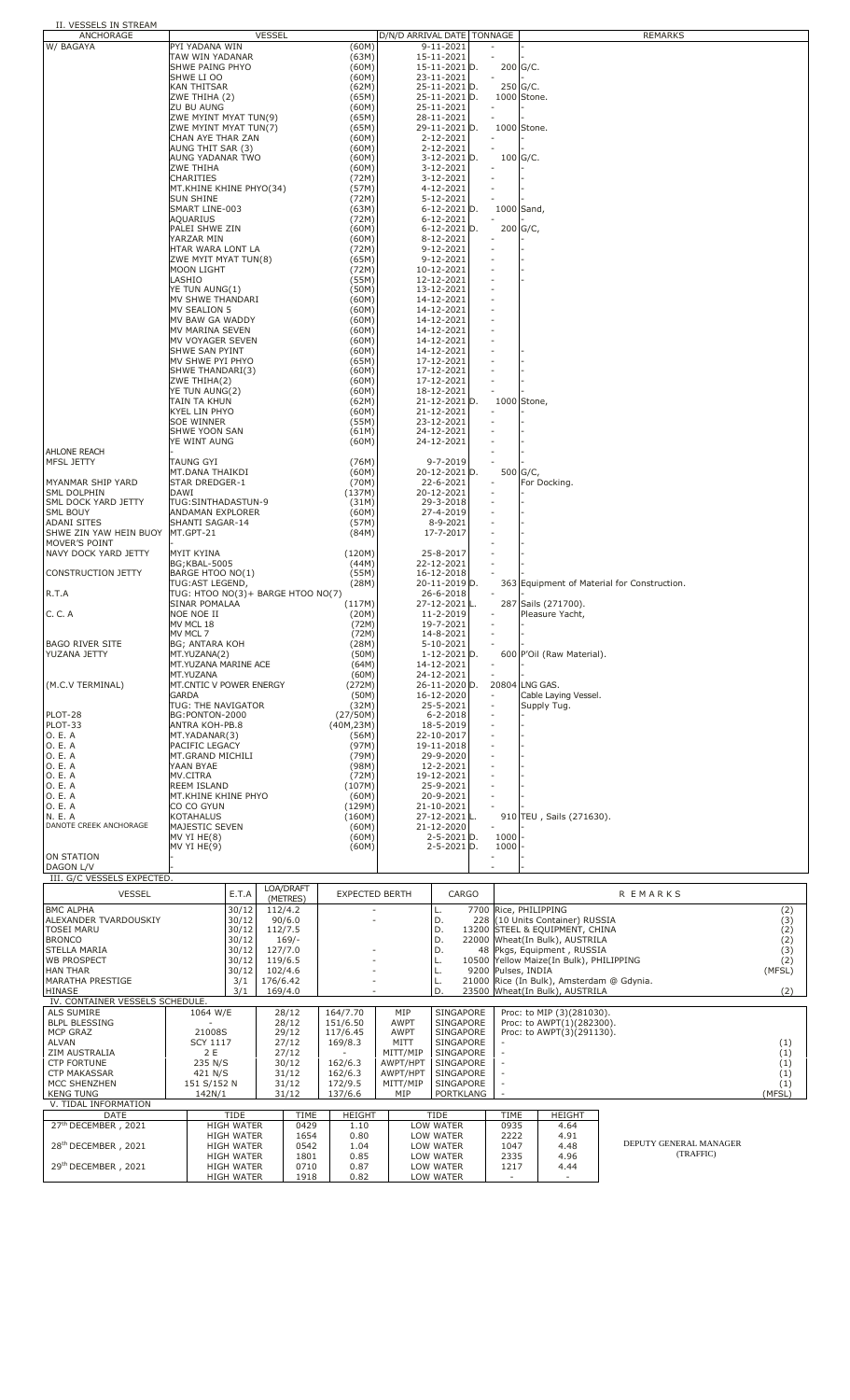## II. VESSELS IN STREAM

| ANCHORAGE | VESSEL | | D/N/D ARRIVAL DATE | | TONNAGE | REMARKS |
|---|---|---|---|---|---|---|
| W/ BAGAYA | PYI YADANA WIN | (60M) | 9-11-2021 | | - | - |
| | TAW WIN YADANAR | (63M) | 15-11-2021 | | - | - |
| | SHWE PAING PHYO | (60M) | 15-11-2021 | D. | 200 | G/C. |
| | SHWE LI OO | (60M) | 23-11-2021 | | - | - |
| | KAN THITSAR | (62M) | 25-11-2021 | D. | 250 | G/C. |
| | ZWE THIHA (2) | (65M) | 25-11-2021 | D. | 1000 | Stone. |
| | ZU BU AUNG | (60M) | 25-11-2021 | | - | - |
| | ZWE MYINT MYAT TUN(9) | (65M) | 28-11-2021 | | - | - |
| | ZWE MYINT MYAT TUN(7) | (65M) | 29-11-2021 | D. | 1000 | Stone. |
| | CHAN AYE THAR ZAN | (60M) | 2-12-2021 | | - | - |
| | AUNG THIT SAR (3) | (60M) | 2-12-2021 | | - | - |
| | AUNG YADANAR TWO | (60M) | 3-12-2021 | D. | 100 | G/C. |
| | ZWE THIHA | (60M) | 3-12-2021 | | - | - |
| | CHARITIES | (72M) | 3-12-2021 | | - | - |
| | MT.KHINE KHINE PHYO(34) | (57M) | 4-12-2021 | | - | - |
| | SUN SHINE | (72M) | 5-12-2021 | | - | - |
| | SMART LINE-003 | (63M) | 6-12-2021 | D. | 1000 | Sand, |
| | AQUARIUS | (72M) | 6-12-2021 | | - | - |
| | PALEI SHWE ZIN | (60M) | 6-12-2021 | D. | 200 | G/C, |
| | YARZAR MIN | (60M) | 8-12-2021 | | - | - |
| | HTAR WARA LONT LA | (72M) | 9-12-2021 | | - | - |
| | ZWE MYIT MYAT TUN(8) | (65M) | 9-12-2021 | | - | - |
| | MOON LIGHT | (72M) | 10-12-2021 | | - | - |
| | LASHIO | (55M) | 12-12-2021 | | - | - |
| | YE TUN AUNG(1) | (50M) | 13-12-2021 | | - | |
| | MV SHWE THANDARI | (60M) | 14-12-2021 | | - | |
| | MV SEALION 5 | (60M) | 14-12-2021 | | - | |
| | MV BAW GA WADDY | (60M) | 14-12-2021 | | - | |
| | MV MARINA SEVEN | (60M) | 14-12-2021 | | - | |
| | MV VOYAGER SEVEN | (60M) | 14-12-2021 | | - | |
| | SHWE SAN PYINT | (60M) | 14-12-2021 | | - | - |
| | MV SHWE PYI PHYO | (65M) | 17-12-2021 | | - | - |
| | SHWE THANDARI(3) | (60M) | 17-12-2021 | | - | - |
| | ZWE THIHA(2) | (60M) | 17-12-2021 | | - | - |
| | YE TUN AUNG(2) | (60M) | 18-12-2021 | | - | - |
| | TAIN TA KHUN | (62M) | 21-12-2021 | D. | 1000 | Stone, |
| | KYEL LIN PHYO | (60M) | 21-12-2021 | | - | - |
| | SOE WINNER | (55M) | 23-12-2021 | | - | - |
| | SHWE YOON SAN | (61M) | 24-12-2021 | | - | - |
| | YE WINT AUNG | (60M) | 24-12-2021 | | - | - |
| AHLONE REACH | - | | | | - | |
| MFSL JETTY | TAUNG GYI | (76M) | 9-7-2019 | | - | - |
| | MT.DANA THAIKDI | (60M) | 20-12-2021 | D. | 500 | G/C, |
| MYANMAR SHIP YARD | STAR DREDGER-1 | (70M) | 22-6-2021 | | - | For Docking. |
| SML DOLPHIN | DAWI | (137M) | 20-12-2021 | | - | - |
| SML DOCK YARD JETTY | TUG:SINTHADASTUN-9 | (31M) | 29-3-2018 | | - | - |
| SML BOUY | ANDAMAN EXPLORER | (60M) | 27-4-2019 | | - | - |
| ADANI SITES | SHANTI SAGAR-14 | (57M) | 8-9-2021 | | - | - |
| SHWE ZIN YAW HEIN BUOY | MT.GPT-21 | (84M) | 17-7-2017 | | - | - |
| MOVER'S POINT | - | | | | - | - |
| NAVY DOCK YARD JETTY | MYIT KYINA | (120M) | 25-8-2017 | | - | - |
| | BG;KBAL-5005 | (44M) | 22-12-2021 | | - | - |
| CONSTRUCTION JETTY | BARGE HTOO NO(1) | (55M) | 16-12-2018 | | - | - |
| | TUG:AST LEGEND, | (28M) | 20-11-2019 | D. | 363 | Equipment of Material for Construction. |
| R.T.A | TUG: HTOO NO(3)+ BARGE HTOO NO(7) | | 26-6-2018 | | - | - |
| | SINAR POMALAA | (117M) | 27-12-2021 | L. | 287 | Sails (271700). |
| C. C. A | NOE NOE II | (20M) | 11-2-2019 | | - | Pleasure Yacht, |
| | MV MCL 18 | (72M) | 19-7-2021 | | - | - |
| | MV MCL 7 | (72M) | 14-8-2021 | | - | - |
| BAGO RIVER SITE | BG; ANTARA KOH | (28M) | 5-10-2021 | | - | - |
| YUZANA JETTY | MT.YUZANA(2) | (50M) | 1-12-2021 | D. | 600 | P'Oil (Raw Material). |
| | MT.YUZANA MARINE ACE | (64M) | 14-12-2021 | | - | - |
| | MT.YUZANA | (60M) | 24-12-2021 | | - | - |
| (M.C.V TERMINAL) | MT.CNTIC V POWER ENERGY | (272M) | 26-11-2020 | D. | 20804 | LNG GAS. |
| | GARDA | (50M) | 16-12-2020 | | - | Cable Laying Vessel. |
| | TUG: THE NAVIGATOR | (32M) | 25-5-2021 | | - | Supply Tug. |
| PLOT-28 | BG:PONTON-2000 | (27/50M) | 6-2-2018 | | - | - |
| PLOT-33 | ANTRA KOH-PB.8 | (40M,23M) | 18-5-2019 | | - | - |
| O. E. A | MT.YADANAR(3) | (56M) | 22-10-2017 | | - | - |
| O. E. A | PACIFIC LEGACY | (97M) | 19-11-2018 | | - | - |
| O. E. A | MT.GRAND MICHILI | (79M) | 29-9-2020 | | - | - |
| O. E. A | YAAN BYAE | (98M) | 12-2-2021 | | - | - |
| O. E. A | MV.CITRA | (72M) | 19-12-2021 | | - | - |
| O. E. A | REEM ISLAND | (107M) | 25-9-2021 | | - | - |
| O. E. A | MT.KHINE KHINE PHYO | (60M) | 20-9-2021 | | - | - |
| O. E. A | CO CO GYUN | (129M) | 21-10-2021 | | - | - |
| N. E. A | KOTAHALUS | (160M) | 27-12-2021 | L. | 910 | TEU , Sails (271630). |
| DANOTE CREEK ANCHORAGE | MAJESTIC SEVEN | (60M) | 21-12-2020 | | - | |
| | MV YI HE(8) | (60M) | 2-5-2021 | D. | 1000 | - |
| | MV YI HE(9) | (60M) | 2-5-2021 | D. | 1000 | - |
| ON STATION | - | | | | - | - |
| DAGON L/V | - | | | | - | - |

## III. G/C VESSELS EXPECTED.

| VESSEL | E.T.A | LOA/DRAFT (METRES) | EXPECTED BERTH | CARGO | | R E M A R K S | |
|---|---|---|---|---|---|---|---|
| BMC ALPHA | 30/12 | 112/4.2 | - | L. | 7700 | Rice, PHILIPPING | (2) |
| ALEXANDER TVARDOUSKIY | 30/12 | 90/6.0 | - | D. | 228 | (10 Units Container) RUSSIA | (3) |
| TOSEI MARU | 30/12 | 112/7.5 | | D. | 13200 | STEEL & EQUIPMENT, CHINA | (2) |
| BRONCO | 30/12 | 169/- | | D. | 22000 | Wheat(In Bulk), AUSTRILA | (2) |
| STELLA MARIA | 30/12 | 127/7.0 | - | D. | 48 | Pkgs, Equipment , RUSSIA | (3) |
| WB PROSPECT | 30/12 | 119/6.5 | - | L. | 10500 | Yellow Maize(In Bulk), PHILIPPING | (2) |
| HAN THAR | 30/12 | 102/4.6 | - | L. | 9200 | Pulses, INDIA | (MFSL) |
| MARATHA PRESTIGE | 3/1 | 176/6.42 | - | L. | 21000 | Rice (In Bulk), Amsterdam @ Gdynia. | |
| HINASE | 3/1 | 169/4.0 | - | D. | 23500 | Wheat(In Bulk), AUSTRILA | (2) |

## IV. CONTAINER VESSELS SCHEDULE.

| | | | | | | | |
|---|---|---|---|---|---|---|---|
| ALS SUMIRE | 1064 W/E | 28/12 | 164/7.70 | MIP | SINGAPORE | Proc: to MIP (3)(281030). | |
| BLPL BLESSING | - | 28/12 | 151/6.50 | AWPT | SINGAPORE | Proc: to AWPT(1)(282300). | |
| MCP GRAZ | 21008S | 29/12 | 117/6.45 | AWPT | SINGAPORE | Proc: to AWPT(3)(291130). | |
| ALVAN | SCY 1117 | 27/12 | 169/8.3 | MITT | SINGAPORE | - | (1) |
| ZIM AUSTRALIA | 2 E | 27/12 | - | MITT/MIP | SINGAPORE | - | (1) |
| CTP FORTUNE | 235 N/S | 30/12 | 162/6.3 | AWPT/HPT | SINGAPORE | - | (1) |
| CTP MAKASSAR | 421 N/S | 31/12 | 162/6.3 | AWPT/HPT | SINGAPORE | - | (1) |
| MCC SHENZHEN | 151 S/152 N | 31/12 | 172/9.5 | MITT/MIP | SINGAPORE | - | (1) |
| KENG TUNG | 142N/1 | 31/12 | 137/6.6 | MIP | PORTKLANG | - | (MFSL) |

## V. TIDAL INFORMATION

| DATE | TIDE | TIME | HEIGHT | TIDE | TIME | HEIGHT |
|---|---|---|---|---|---|---|
| 27th DECEMBER , 2021 | HIGH WATER | 0429 | 1.10 | LOW WATER | 0935 | 4.64 |
| | HIGH WATER | 1654 | 0.80 | LOW WATER | 2222 | 4.91 |
| 28th DECEMBER , 2021 | HIGH WATER | 0542 | 1.04 | LOW WATER | 1047 | 4.48 |
| | HIGH WATER | 1801 | 0.85 | LOW WATER | 2335 | 4.96 |
| 29th DECEMBER , 2021 | HIGH WATER | 0710 | 0.87 | LOW WATER | 1217 | 4.44 |
| | HIGH WATER | 1918 | 0.82 | LOW WATER | - | - |

DEPUTY GENERAL MANAGER
(TRAFFIC)